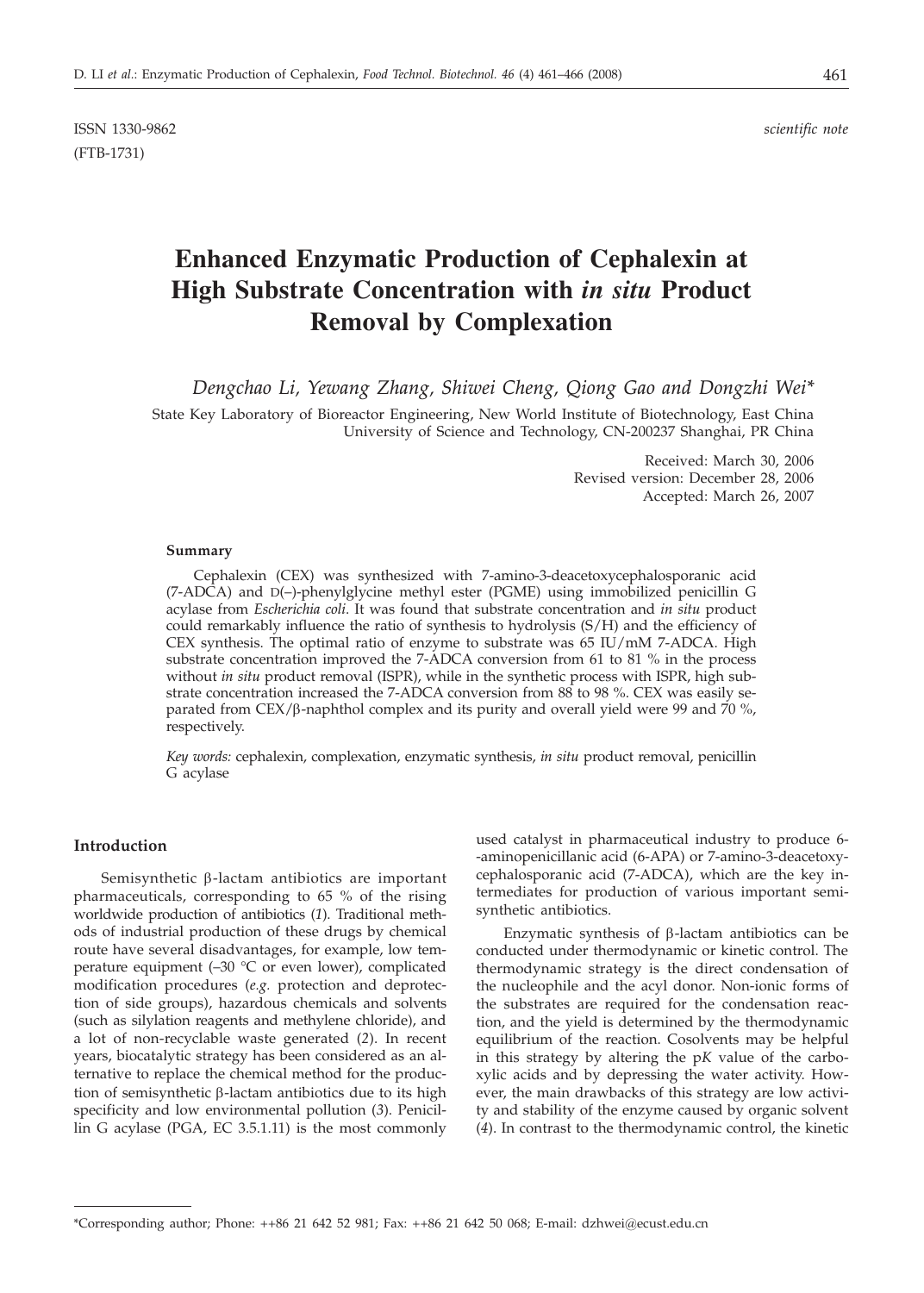ISSN 1330-9862 *scientific note*

(FTB-1731)

# Enhanced Enzymatic Production of Cephalexin at High Substrate Concentration with *in situ* Product Removal by Complexation

*Dengchao Li, Yewang Zhang, Shiwei Cheng, Qiong Gao and Dongzhi Wei\**

State Key Laboratory of Bioreactor Engineering, New World Institute of Biotechnology, East China University of Science and Technology, CN-200237 Shanghai, PR China

Received: March 30, 2006
Revised version: December 28, 2006
Accepted: March 26, 2007

## Summary

Cephalexin (CEX) was synthesized with 7-amino-3-deacetoxycephalosporanic acid (7-ADCA) and D(–)-phenylglycine methyl ester (PGME) using immobilized penicillin G acylase from *Escherichia coli*. It was found that substrate concentration and *in situ* product could remarkably influence the ratio of synthesis to hydrolysis (S/H) and the efficiency of CEX synthesis. The optimal ratio of enzyme to substrate was 65 IU/mM 7-ADCA. High substrate concentration improved the 7-ADCA conversion from 61 to 81 % in the process without *in situ* product removal (ISPR), while in the synthetic process with ISPR, high substrate concentration increased the 7-ADCA conversion from 88 to 98 %. CEX was easily separated from CEX/β-naphthol complex and its purity and overall yield were 99 and 70 %, respectively.

*Key words:* cephalexin, complexation, enzymatic synthesis, *in situ* product removal, penicillin G acylase

## Introduction

Semisynthetic β-lactam antibiotics are important pharmaceuticals, corresponding to 65 % of the rising worldwide production of antibiotics (*1*). Traditional methods of industrial production of these drugs by chemical route have several disadvantages, for example, low temperature equipment (–30 °C or even lower), complicated modification procedures (*e.g.* protection and deprotection of side groups), hazardous chemicals and solvents (such as silylation reagents and methylene chloride), and a lot of non-recyclable waste generated (*2*). In recent years, biocatalytic strategy has been considered as an alternative to replace the chemical method for the production of semisynthetic β-lactam antibiotics due to its high specificity and low environmental pollution (*3*). Penicillin G acylase (PGA, EC 3.5.1.11) is the most commonly used catalyst in pharmaceutical industry to produce 6-aminopenicillanic acid (6-APA) or 7-amino-3-deacetoxycephalosporanic acid (7-ADCA), which are the key intermediates for production of various important semisynthetic antibiotics.

Enzymatic synthesis of β-lactam antibiotics can be conducted under thermodynamic or kinetic control. The thermodynamic strategy is the direct condensation of the nucleophile and the acyl donor. Non-ionic forms of the substrates are required for the condensation reaction, and the yield is determined by the thermodynamic equilibrium of the reaction. Cosolvents may be helpful in this strategy by altering the p*K* value of the carboxylic acids and by depressing the water activity. However, the main drawbacks of this strategy are low activity and stability of the enzyme caused by organic solvent (*4*). In contrast to the thermodynamic control, the kinetic

\*Corresponding author; Phone: ++86 21 642 52 981; Fax: ++86 21 642 50 068; E-mail: dzhwei@ecust.edu.cn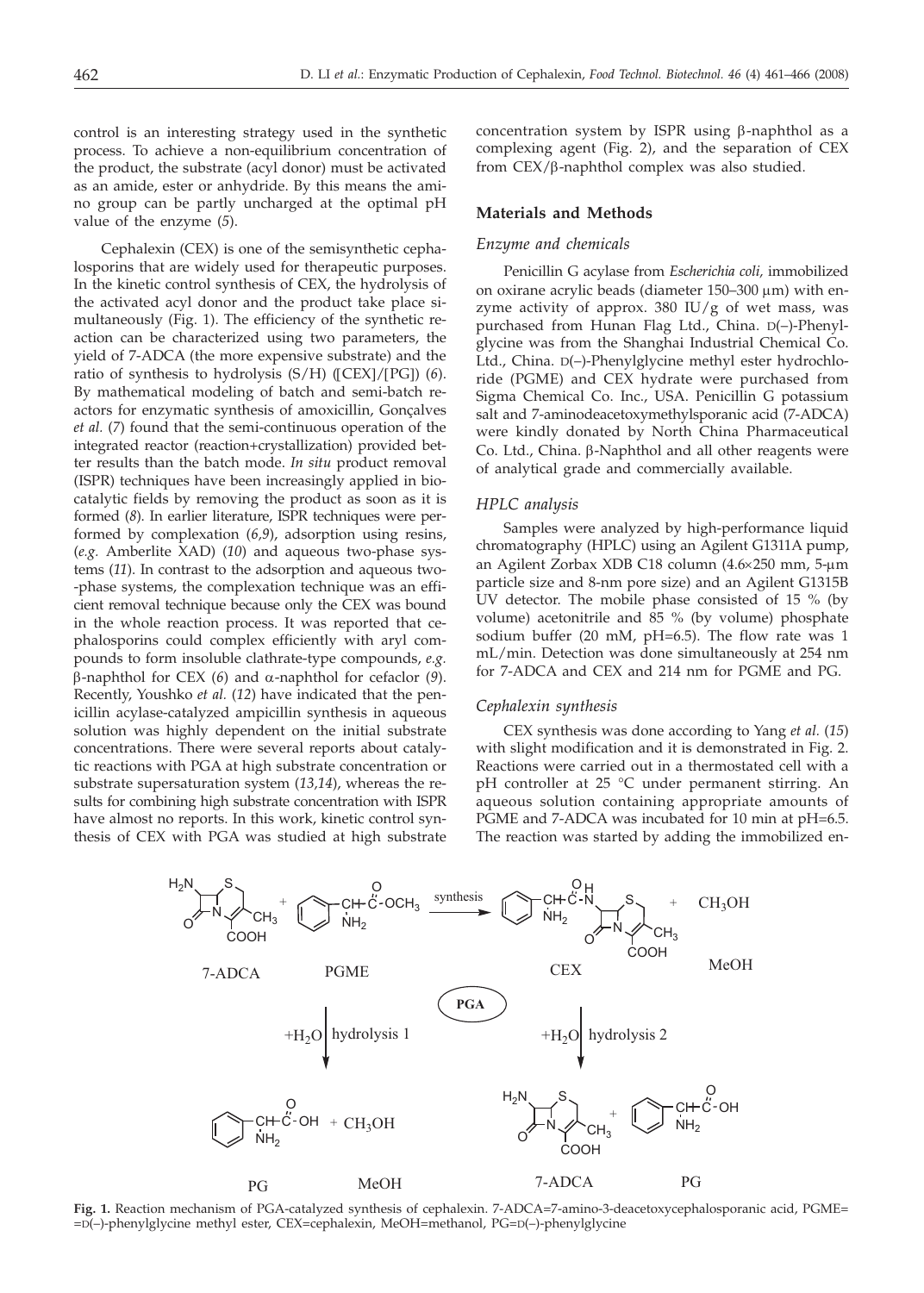control is an interesting strategy used in the synthetic process. To achieve a non-equilibrium concentration of the product, the substrate (acyl donor) must be activated as an amide, ester or anhydride. By this means the amino group can be partly uncharged at the optimal pH value of the enzyme (*5*).

Cephalexin (CEX) is one of the semisynthetic cephalosporins that are widely used for therapeutic purposes. In the kinetic control synthesis of CEX, the hydrolysis of the activated acyl donor and the product take place simultaneously (Fig. 1). The efficiency of the synthetic reaction can be characterized using two parameters, the yield of 7-ADCA (the more expensive substrate) and the ratio of synthesis to hydrolysis (S/H) ([CEX]/[PG]) (*6*). By mathematical modeling of batch and semi-batch reactors for enzymatic synthesis of amoxicillin, Gonçalves *et al.* (*7*) found that the semi-continuous operation of the integrated reactor (reaction+crystallization) provided better results than the batch mode. *In situ* product removal (ISPR) techniques have been increasingly applied in biocatalytic fields by removing the product as soon as it is formed (*8*). In earlier literature, ISPR techniques were performed by complexation (*6,9*), adsorption using resins, (*e.g.* Amberlite XAD) (*10*) and aqueous two-phase systems (*11*). In contrast to the adsorption and aqueous two-phase systems, the complexation technique was an efficient removal technique because only the CEX was bound in the whole reaction process. It was reported that cephalosporins could complex efficiently with aryl compounds to form insoluble clathrate-type compounds, *e.g.* β-naphthol for CEX (*6*) and α-naphthol for cefaclor (*9*). Recently, Youshko *et al.* (*12*) have indicated that the penicillin acylase-catalyzed ampicillin synthesis in aqueous solution was highly dependent on the initial substrate concentrations. There were several reports about catalytic reactions with PGA at high substrate concentration or substrate supersaturation system (*13,14*), whereas the results for combining high substrate concentration with ISPR have almost no reports. In this work, kinetic control synthesis of CEX with PGA was studied at high substrate concentration system by ISPR using β-naphthol as a complexing agent (Fig. 2), and the separation of CEX from CEX/β-naphthol complex was also studied.

## Materials and Methods

### Enzyme and chemicals

Penicillin G acylase from *Escherichia coli,* immobilized on oxirane acrylic beads (diameter 150–300 μm) with enzyme activity of approx. 380 IU/g of wet mass, was purchased from Hunan Flag Ltd., China. D(–)-Phenylglycine was from the Shanghai Industrial Chemical Co. Ltd., China. D(–)-Phenylglycine methyl ester hydrochloride (PGME) and CEX hydrate were purchased from Sigma Chemical Co. Inc., USA. Penicillin G potassium salt and 7-aminodeacetoxymethylsporanic acid (7-ADCA) were kindly donated by North China Pharmaceutical Co. Ltd., China. β-Naphthol and all other reagents were of analytical grade and commercially available.

### HPLC analysis

Samples were analyzed by high-performance liquid chromatography (HPLC) using an Agilent G1311A pump, an Agilent Zorbax XDB C18 column (4.6×250 mm, 5-μm particle size and 8-nm pore size) and an Agilent G1315B UV detector. The mobile phase consisted of 15 % (by volume) acetonitrile and 85 % (by volume) phosphate sodium buffer (20 mM, pH=6.5). The flow rate was 1 mL/min. Detection was done simultaneously at 254 nm for 7-ADCA and CEX and 214 nm for PGME and PG.

### Cephalexin synthesis

CEX synthesis was done according to Yang *et al.* (*15*) with slight modification and it is demonstrated in Fig. 2. Reactions were carried out in a thermostated cell with a pH controller at 25 °C under permanent stirring. An aqueous solution containing appropriate amounts of PGME and 7-ADCA was incubated for 10 min at pH=6.5. The reaction was started by adding the immobilized en-

**Fig. 1.** Reaction mechanism of PGA-catalyzed synthesis of cephalexin. 7-ADCA=7-amino-3-deacetoxycephalosporanic acid, PGME=D(–)-phenylglycine methyl ester, CEX=cephalexin, MeOH=methanol, PG=D(–)-phenylglycine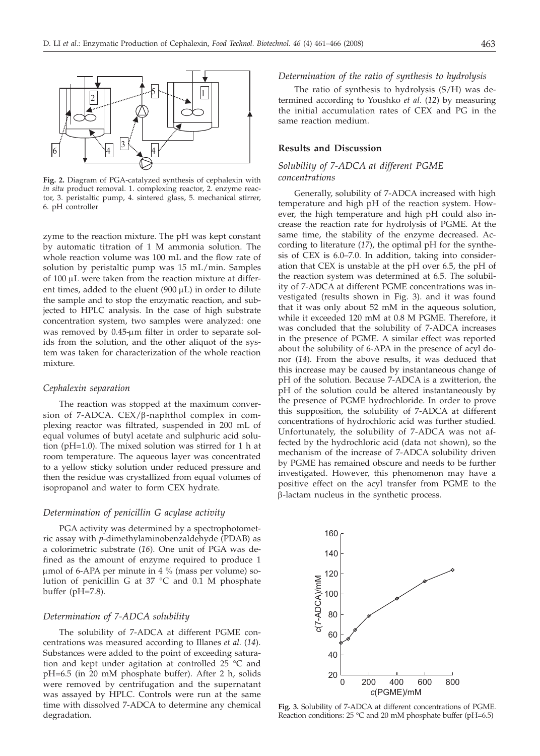Fig. 2. Diagram of PGA-catalyzed synthesis of cephalexin with *in situ* product removal. 1. complexing reactor, 2. enzyme reactor, 3. peristaltic pump, 4. sintered glass, 5. mechanical stirrer, 6. pH controller

zyme to the reaction mixture. The pH was kept constant by automatic titration of 1 M ammonia solution. The whole reaction volume was 100 mL and the flow rate of solution by peristaltic pump was 15 mL/min. Samples of 100 μL were taken from the reaction mixture at different times, added to the eluent (900 μL) in order to dilute the sample and to stop the enzymatic reaction, and subjected to HPLC analysis. In the case of high substrate concentration system, two samples were analyzed: one was removed by 0.45-μm filter in order to separate solids from the solution, and the other aliquot of the system was taken for characterization of the whole reaction mixture.

#### *Cephalexin separation*

The reaction was stopped at the maximum conversion of 7-ADCA. CEX/β-naphthol complex in complexing reactor was filtrated, suspended in 200 mL of equal volumes of butyl acetate and sulphuric acid solution (pH=1.0). The mixed solution was stirred for 1 h at room temperature. The aqueous layer was concentrated to a yellow sticky solution under reduced pressure and then the residue was crystallized from equal volumes of isopropanol and water to form CEX hydrate.

#### *Determination of penicillin G acylase activity*

PGA activity was determined by a spectrophotometric assay with *p*-dimethylaminobenzaldehyde (PDAB) as a colorimetric substrate (*16*). One unit of PGA was defined as the amount of enzyme required to produce 1 μmol of 6-APA per minute in 4 % (mass per volume) solution of penicillin G at 37 °C and 0.1 M phosphate buffer (pH=7.8).

#### *Determination of 7-ADCA solubility*

The solubility of 7-ADCA at different PGME concentrations was measured according to Illanes *et al.* (*14*). Substances were added to the point of exceeding saturation and kept under agitation at controlled 25 °C and pH=6.5 (in 20 mM phosphate buffer). After 2 h, solids were removed by centrifugation and the supernatant was assayed by HPLC. Controls were run at the same time with dissolved 7-ADCA to determine any chemical degradation.

#### *Determination of the ratio of synthesis to hydrolysis*

The ratio of synthesis to hydrolysis (S/H) was determined according to Youshko *et al.* (*12*) by measuring the initial accumulation rates of CEX and PG in the same reaction medium.

## Results and Discussion

### *Solubility of 7-ADCA at different PGME concentrations*

Generally, solubility of 7-ADCA increased with high temperature and high pH of the reaction system. However, the high temperature and high pH could also increase the reaction rate for hydrolysis of PGME. At the same time, the stability of the enzyme decreased. According to literature (*17*), the optimal pH for the synthesis of CEX is 6.0–7.0. In addition, taking into consideration that CEX is unstable at the pH over 6.5, the pH of the reaction system was determined at 6.5. The solubility of 7-ADCA at different PGME concentrations was investigated (results shown in Fig. 3). and it was found that it was only about 52 mM in the aqueous solution, while it exceeded 120 mM at 0.8 M PGME. Therefore, it was concluded that the solubility of 7-ADCA increases in the presence of PGME. A similar effect was reported about the solubility of 6-APA in the presence of acyl donor (*14*). From the above results, it was deduced that this increase may be caused by instantaneous change of pH of the solution. Because 7-ADCA is a zwitterion, the pH of the solution could be altered instantaneously by the presence of PGME hydrochloride. In order to prove this supposition, the solubility of 7-ADCA at different concentrations of hydrochloric acid was further studied. Unfortunately, the solubility of 7-ADCA was not affected by the hydrochloric acid (data not shown), so the mechanism of the increase of 7-ADCA solubility driven by PGME has remained obscure and needs to be further investigated. However, this phenomenon may have a positive effect on the acyl transfer from PGME to the β-lactam nucleus in the synthetic process.

Fig. 3. Solubility of 7-ADCA at different concentrations of PGME. Reaction conditions: 25 °C and 20 mM phosphate buffer (pH=6.5)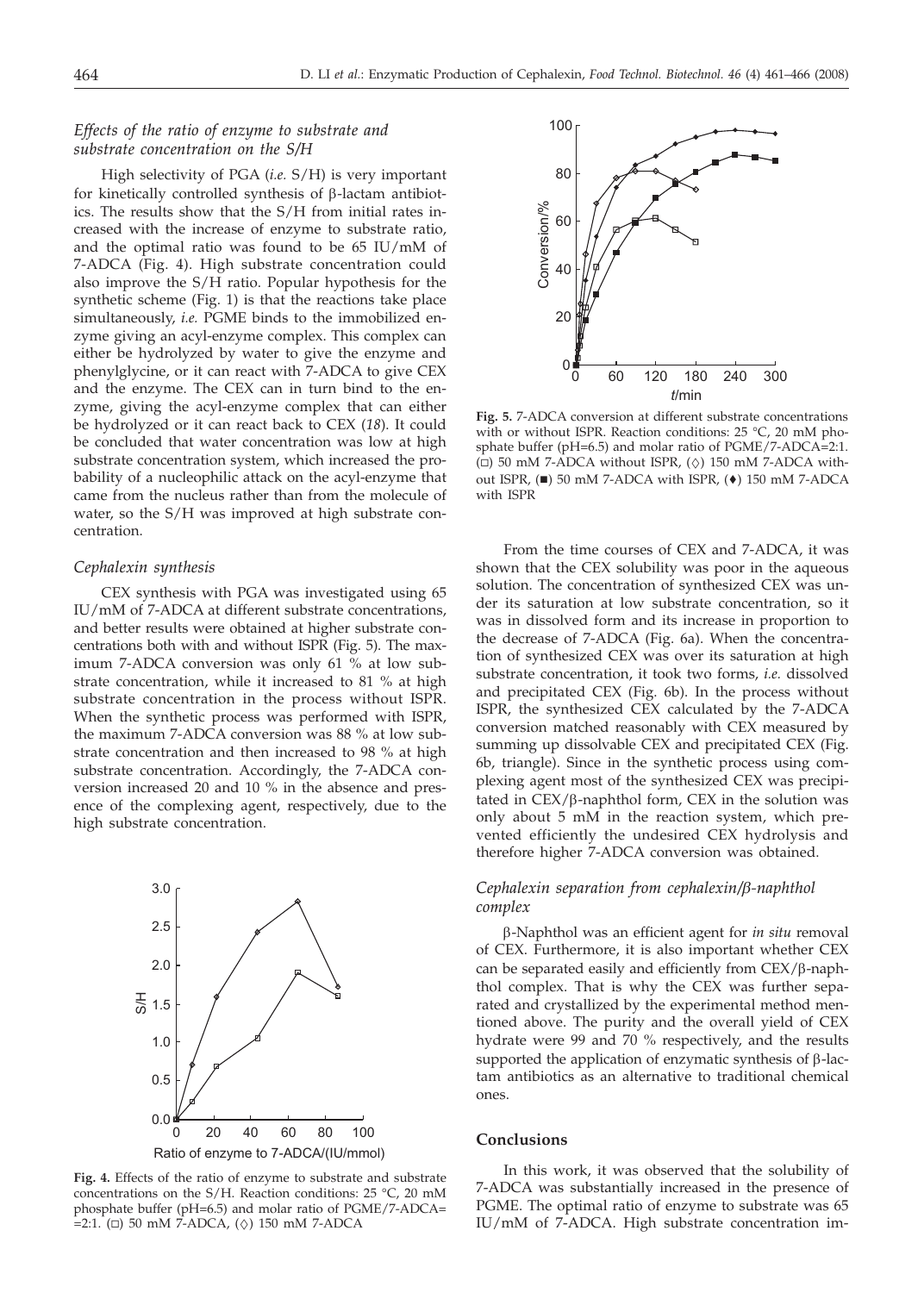### *Effects of the ratio of enzyme to substrate and substrate concentration on the S/H*

High selectivity of PGA (*i.e.* S/H) is very important for kinetically controlled synthesis of β-lactam antibiotics. The results show that the S/H from initial rates increased with the increase of enzyme to substrate ratio, and the optimal ratio was found to be 65 IU/mM of 7-ADCA (Fig. 4). High substrate concentration could also improve the S/H ratio. Popular hypothesis for the synthetic scheme (Fig. 1) is that the reactions take place simultaneously, *i.e.* PGME binds to the immobilized enzyme giving an acyl-enzyme complex. This complex can either be hydrolyzed by water to give the enzyme and phenylglycine, or it can react with 7-ADCA to give CEX and the enzyme. The CEX can in turn bind to the enzyme, giving the acyl-enzyme complex that can either be hydrolyzed or it can react back to CEX (*18*). It could be concluded that water concentration was low at high substrate concentration system, which increased the probability of a nucleophilic attack on the acyl-enzyme that came from the nucleus rather than from the molecule of water, so the S/H was improved at high substrate concentration.

### *Cephalexin synthesis*

CEX synthesis with PGA was investigated using 65 IU/mM of 7-ADCA at different substrate concentrations, and better results were obtained at higher substrate concentrations both with and without ISPR (Fig. 5). The maximum 7-ADCA conversion was only 61 % at low substrate concentration, while it increased to 81 % at high substrate concentration in the process without ISPR. When the synthetic process was performed with ISPR, the maximum 7-ADCA conversion was 88 % at low substrate concentration and then increased to 98 % at high substrate concentration. Accordingly, the 7-ADCA conversion increased 20 and 10 % in the absence and presence of the complexing agent, respectively, due to the high substrate concentration.

**Fig. 4.** Effects of the ratio of enzyme to substrate and substrate concentrations on the S/H. Reaction conditions: 25 °C, 20 mM phosphate buffer (pH=6.5) and molar ratio of PGME/7-ADCA= =2:1. (□) 50 mM 7-ADCA, (◇) 150 mM 7-ADCA

**Fig. 5.** 7-ADCA conversion at different substrate concentrations with or without ISPR. Reaction conditions: 25 °C, 20 mM phosphate buffer (pH=6.5) and molar ratio of PGME/7-ADCA=2:1. (□) 50 mM 7-ADCA without ISPR, (◇) 150 mM 7-ADCA without ISPR, (■) 50 mM 7-ADCA with ISPR, (♦) 150 mM 7-ADCA with ISPR

From the time courses of CEX and 7-ADCA, it was shown that the CEX solubility was poor in the aqueous solution. The concentration of synthesized CEX was under its saturation at low substrate concentration, so it was in dissolved form and its increase in proportion to the decrease of 7-ADCA (Fig. 6a). When the concentration of synthesized CEX was over its saturation at high substrate concentration, it took two forms, *i.e.* dissolved and precipitated CEX (Fig. 6b). In the process without ISPR, the synthesized CEX calculated by the 7-ADCA conversion matched reasonably with CEX measured by summing up dissolvable CEX and precipitated CEX (Fig. 6b, triangle). Since in the synthetic process using complexing agent most of the synthesized CEX was precipitated in CEX/β-naphthol form, CEX in the solution was only about 5 mM in the reaction system, which prevented efficiently the undesired CEX hydrolysis and therefore higher 7-ADCA conversion was obtained.

### *Cephalexin separation from cephalexin/β-naphthol complex*

β-Naphthol was an efficient agent for *in situ* removal of CEX. Furthermore, it is also important whether CEX can be separated easily and efficiently from CEX/β-naphthol complex. That is why the CEX was further separated and crystallized by the experimental method mentioned above. The purity and the overall yield of CEX hydrate were 99 and 70 % respectively, and the results supported the application of enzymatic synthesis of β-lactam antibiotics as an alternative to traditional chemical ones.

## Conclusions

In this work, it was observed that the solubility of 7-ADCA was substantially increased in the presence of PGME. The optimal ratio of enzyme to substrate was 65 IU/mM of 7-ADCA. High substrate concentration im-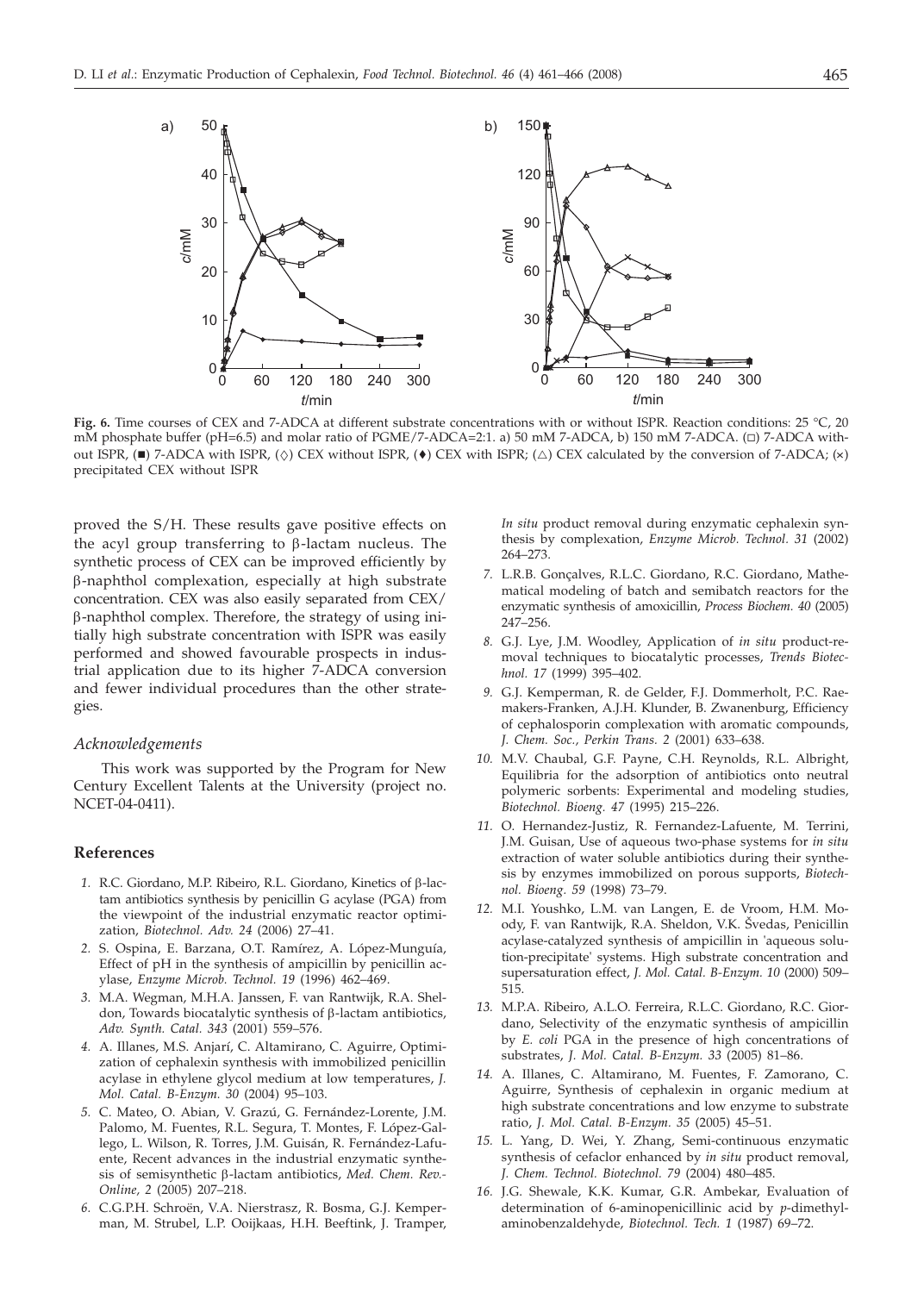**Fig. 6.** Time courses of CEX and 7-ADCA at different substrate concentrations with or without ISPR. Reaction conditions: 25 °C, 20 mM phosphate buffer (pH=6.5) and molar ratio of PGME/7-ADCA=2:1. a) 50 mM 7-ADCA, b) 150 mM 7-ADCA. (□) 7-ADCA without ISPR, (■) 7-ADCA with ISPR, (◇) CEX without ISPR, (♦) CEX with ISPR; (△) CEX calculated by the conversion of 7-ADCA; (×) precipitated CEX without ISPR

proved the S/H. These results gave positive effects on the acyl group transferring to β-lactam nucleus. The synthetic process of CEX can be improved efficiently by β-naphthol complexation, especially at high substrate concentration. CEX was also easily separated from CEX/β-naphthol complex. Therefore, the strategy of using initially high substrate concentration with ISPR was easily performed and showed favourable prospects in industrial application due to its higher 7-ADCA conversion and fewer individual procedures than the other strategies.

### *Acknowledgements*

This work was supported by the Program for New Century Excellent Talents at the University (project no. NCET-04-0411).

## References

1. R.C. Giordano, M.P. Ribeiro, R.L. Giordano, Kinetics of β-lactam antibiotics synthesis by penicillin G acylase (PGA) from the viewpoint of the industrial enzymatic reactor optimization, *Biotechnol. Adv. 24* (2006) 27–41.
2. S. Ospina, E. Barzana, O.T. Ramírez, A. López-Munguía, Effect of pH in the synthesis of ampicillin by penicillin acylase, *Enzyme Microb. Technol. 19* (1996) 462–469.
3. M.A. Wegman, M.H.A. Janssen, F. van Rantwijk, R.A. Sheldon, Towards biocatalytic synthesis of β-lactam antibiotics, *Adv. Synth. Catal. 343* (2001) 559–576.
4. A. Illanes, M.S. Anjarí, C. Altamirano, C. Aguirre, Optimization of cephalexin synthesis with immobilized penicillin acylase in ethylene glycol medium at low temperatures, *J. Mol. Catal. B-Enzym. 30* (2004) 95–103.
5. C. Mateo, O. Abian, V. Grazú, G. Fernández-Lorente, J.M. Palomo, M. Fuentes, R.L. Segura, T. Montes, F. López-Gallego, L. Wilson, R. Torres, J.M. Guisán, R. Fernández-Lafuente, Recent advances in the industrial enzymatic synthesis of semisynthetic β-lactam antibiotics, *Med. Chem. Rev.-Online, 2* (2005) 207–218.
6. C.G.P.H. Schroën, V.A. Nierstrasz, R. Bosma, G.J. Kemperman, M. Strubel, L.P. Ooijkaas, H.H. Beeftink, J. Tramper, *In situ* product removal during enzymatic cephalexin synthesis by complexation, *Enzyme Microb. Technol. 31* (2002) 264–273.
7. L.R.B. Gonçalves, R.L.C. Giordano, R.C. Giordano, Mathematical modeling of batch and semibatch reactors for the enzymatic synthesis of amoxicillin, *Process Biochem. 40* (2005) 247–256.
8. G.J. Lye, J.M. Woodley, Application of *in situ* product-removal techniques to biocatalytic processes, *Trends Biotechnol. 17* (1999) 395–402.
9. G.J. Kemperman, R. de Gelder, F.J. Dommerholt, P.C. Raemakers-Franken, A.J.H. Klunder, B. Zwanenburg, Efficiency of cephalosporin complexation with aromatic compounds, *J. Chem. Soc., Perkin Trans. 2* (2001) 633–638.
10. M.V. Chaubal, G.F. Payne, C.H. Reynolds, R.L. Albright, Equilibria for the adsorption of antibiotics onto neutral polymeric sorbents: Experimental and modeling studies, *Biotechnol. Bioeng. 47* (1995) 215–226.
11. O. Hernandez-Justiz, R. Fernandez-Lafuente, M. Terrini, J.M. Guisan, Use of aqueous two-phase systems for *in situ* extraction of water soluble antibiotics during their synthesis by enzymes immobilized on porous supports, *Biotechnol. Bioeng. 59* (1998) 73–79.
12. M.I. Youshko, L.M. van Langen, E. de Vroom, H.M. Moody, F. van Rantwijk, R.A. Sheldon, V.K. Švedas, Penicillin acylase-catalyzed synthesis of ampicillin in 'aqueous solution-precipitate' systems. High substrate concentration and supersaturation effect, *J. Mol. Catal. B-Enzym. 10* (2000) 509–515.
13. M.P.A. Ribeiro, A.L.O. Ferreira, R.L.C. Giordano, R.C. Giordano, Selectivity of the enzymatic synthesis of ampicillin by *E. coli* PGA in the presence of high concentrations of substrates, *J. Mol. Catal. B-Enzym. 33* (2005) 81–86.
14. A. Illanes, C. Altamirano, M. Fuentes, F. Zamorano, C. Aguirre, Synthesis of cephalexin in organic medium at high substrate concentrations and low enzyme to substrate ratio, *J. Mol. Catal. B-Enzym. 35* (2005) 45–51.
15. L. Yang, D. Wei, Y. Zhang, Semi-continuous enzymatic synthesis of cefaclor enhanced by *in situ* product removal, *J. Chem. Technol. Biotechnol. 79* (2004) 480–485.
16. J.G. Shewale, K.K. Kumar, G.R. Ambekar, Evaluation of determination of 6-aminopenicillinic acid by *p*-dimethylaminobenzaldehyde, *Biotechnol. Tech. 1* (1987) 69–72.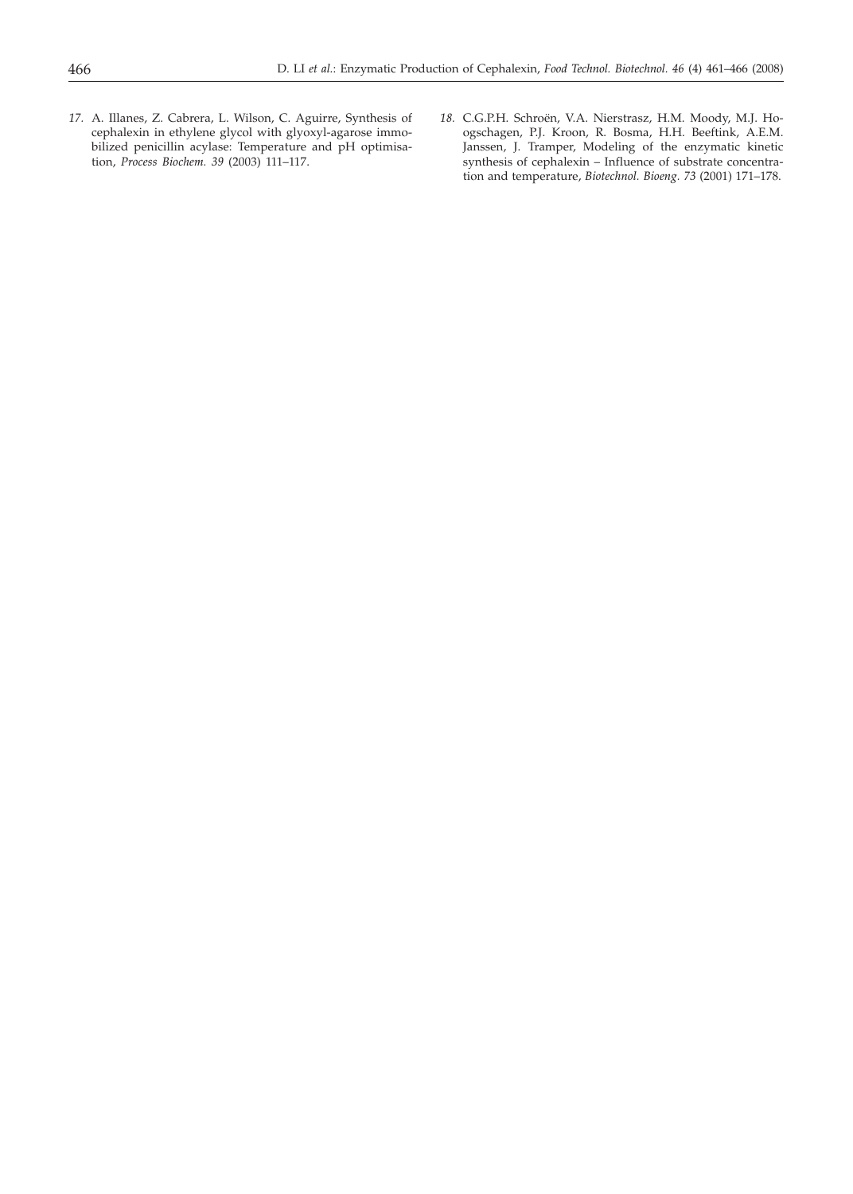17. A. Illanes, Z. Cabrera, L. Wilson, C. Aguirre, Synthesis of cephalexin in ethylene glycol with glyoxyl-agarose immobilized penicillin acylase: Temperature and pH optimisation, *Process Biochem. 39* (2003) 111–117.

18. C.G.P.H. Schroën, V.A. Nierstrasz, H.M. Moody, M.J. Hoogschagen, P.J. Kroon, R. Bosma, H.H. Beeftink, A.E.M. Janssen, J. Tramper, Modeling of the enzymatic kinetic synthesis of cephalexin – Influence of substrate concentration and temperature, *Biotechnol. Bioeng. 73* (2001) 171–178.